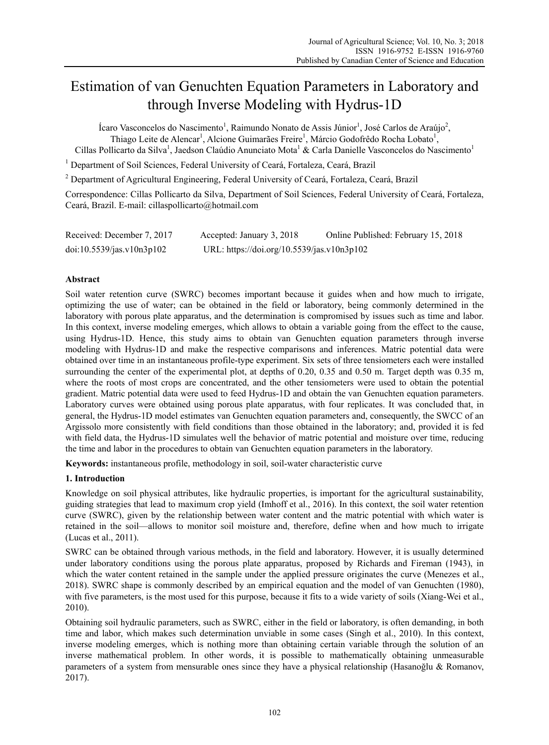# Estimation of van Genuchten Equation Parameters in Laboratory and through Inverse Modeling with Hydrus-1D

Ícaro Vasconcelos do Nascimento[1], Raimundo Nonato de Assis Júnior[1], José Carlos de Araújo[2], Thiago Leite de Alencar[1], Alcione Guimarães Freire[1], Márcio Godofrêdo Rocha Lobato[1], Cillas Pollicarto da Silva[1], Jaedson Claúdio Anunciato Mota[1] & Carla Danielle Vasconcelos do Nascimento[1]

[1] Department of Soil Sciences, Federal University of Ceará, Fortaleza, Ceará, Brazil

[2] Department of Agricultural Engineering, Federal University of Ceará, Fortaleza, Ceará, Brazil

Correspondence: Cillas Pollicarto da Silva, Department of Soil Sciences, Federal University of Ceará, Fortaleza, Ceará, Brazil. E-mail: cillaspollicarto@hotmail.com

Received: December 7, 2017 Accepted: January 3, 2018 Online Published: February 15, 2018

doi:10.5539/jas.v10n3p102 URL: https://doi.org/10.5539/jas.v10n3p102

## Abstract

Soil water retention curve (SWRC) becomes important because it guides when and how much to irrigate, optimizing the use of water; can be obtained in the field or laboratory, being commonly determined in the laboratory with porous plate apparatus, and the determination is compromised by issues such as time and labor. In this context, inverse modeling emerges, which allows to obtain a variable going from the effect to the cause, using Hydrus-1D. Hence, this study aims to obtain van Genuchten equation parameters through inverse modeling with Hydrus-1D and make the respective comparisons and inferences. Matric potential data were obtained over time in an instantaneous profile-type experiment. Six sets of three tensiometers each were installed surrounding the center of the experimental plot, at depths of 0.20, 0.35 and 0.50 m. Target depth was 0.35 m, where the roots of most crops are concentrated, and the other tensiometers were used to obtain the potential gradient. Matric potential data were used to feed Hydrus-1D and obtain the van Genuchten equation parameters. Laboratory curves were obtained using porous plate apparatus, with four replicates. It was concluded that, in general, the Hydrus-1D model estimates van Genuchten equation parameters and, consequently, the SWCC of an Argissolo more consistently with field conditions than those obtained in the laboratory; and, provided it is fed with field data, the Hydrus-1D simulates well the behavior of matric potential and moisture over time, reducing the time and labor in the procedures to obtain van Genuchten equation parameters in the laboratory.

**Keywords:** instantaneous profile, methodology in soil, soil-water characteristic curve

## 1. Introduction

Knowledge on soil physical attributes, like hydraulic properties, is important for the agricultural sustainability, guiding strategies that lead to maximum crop yield (Imhoff et al., 2016). In this context, the soil water retention curve (SWRC), given by the relationship between water content and the matric potential with which water is retained in the soil—allows to monitor soil moisture and, therefore, define when and how much to irrigate (Lucas et al., 2011).

SWRC can be obtained through various methods, in the field and laboratory. However, it is usually determined under laboratory conditions using the porous plate apparatus, proposed by Richards and Fireman (1943), in which the water content retained in the sample under the applied pressure originates the curve (Menezes et al., 2018). SWRC shape is commonly described by an empirical equation and the model of van Genuchten (1980), with five parameters, is the most used for this purpose, because it fits to a wide variety of soils (Xiang-Wei et al., 2010).

Obtaining soil hydraulic parameters, such as SWRC, either in the field or laboratory, is often demanding, in both time and labor, which makes such determination unviable in some cases (Singh et al., 2010). In this context, inverse modeling emerges, which is nothing more than obtaining certain variable through the solution of an inverse mathematical problem. In other words, it is possible to mathematically obtaining unmeasurable parameters of a system from mensurable ones since they have a physical relationship (Hasanoğlu & Romanov, 2017).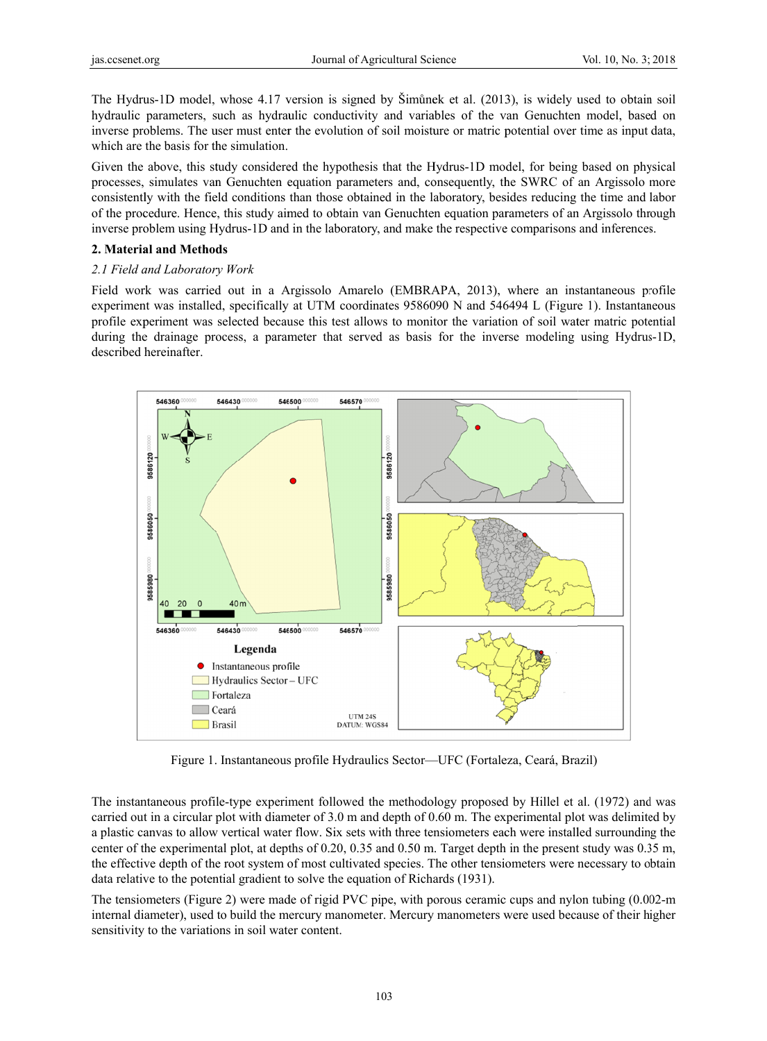The Hydrus-1D model, whose 4.17 version is signed by Šimůnek et al. (2013), is widely used to obtain soil hydraulic parameters, such as hydraulic conductivity and variables of the van Genuchten model, based on inverse problems. The user must enter the evolution of soil moisture or matric potential over time as input data, which are the basis for the simulation.

Given the above, this study considered the hypothesis that the Hydrus-1D model, for being based on physical processes, simulates van Genuchten equation parameters and, consequently, the SWRC of an Argissolo more consistently with the field conditions than those obtained in the laboratory, besides reducing the time and labor of the procedure. Hence, this study aimed to obtain van Genuchten equation parameters of an Argissolo through inverse problem using Hydrus-1D and in the laboratory, and make the respective comparisons and inferences.

## 2. Material and Methods

### *2.1 Field and Laboratory Work*

Field work was carried out in a Argissolo Amarelo (EMBRAPA, 2013), where an instantaneous profile experiment was installed, specifically at UTM coordinates 9586090 N and 546494 L (Figure 1). Instantaneous profile experiment was selected because this test allows to monitor the variation of soil water matric potential during the drainage process, a parameter that served as basis for the inverse modeling using Hydrus-1D, described hereinafter.

Figure 1. Instantaneous profile Hydraulics Sector—UFC (Fortaleza, Ceará, Brazil)

The instantaneous profile-type experiment followed the methodology proposed by Hillel et al. (1972) and was carried out in a circular plot with diameter of 3.0 m and depth of 0.60 m. The experimental plot was delimited by a plastic canvas to allow vertical water flow. Six sets with three tensiometers each were installed surrounding the center of the experimental plot, at depths of 0.20, 0.35 and 0.50 m. Target depth in the present study was 0.35 m, the effective depth of the root system of most cultivated species. The other tensiometers were necessary to obtain data relative to the potential gradient to solve the equation of Richards (1931).

The tensiometers (Figure 2) were made of rigid PVC pipe, with porous ceramic cups and nylon tubing (0.002-m internal diameter), used to build the mercury manometer. Mercury manometers were used because of their higher sensitivity to the variations in soil water content.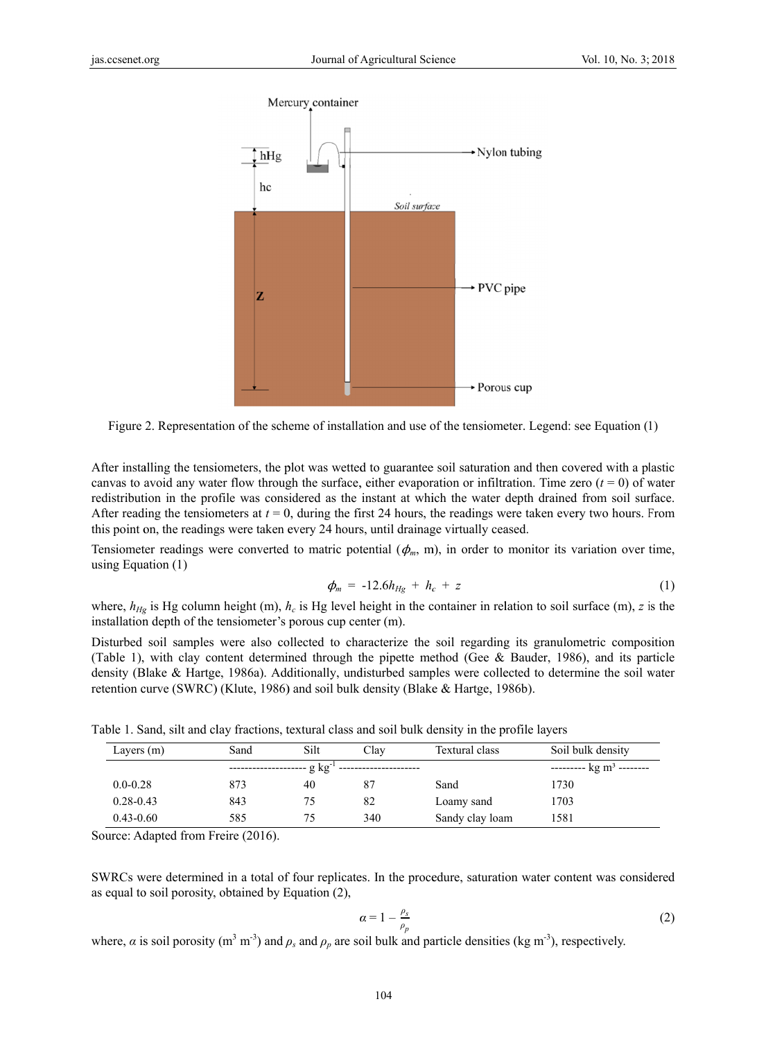Figure 2. Representation of the scheme of installation and use of the tensiometer. Legend: see Equation (1)

After installing the tensiometers, the plot was wetted to guarantee soil saturation and then covered with a plastic canvas to avoid any water flow through the surface, either evaporation or infiltration. Time zero ($t = 0$) of water redistribution in the profile was considered as the instant at which the water depth drained from soil surface. After reading the tensiometers at $t = 0$, during the first 24 hours, the readings were taken every two hours. From this point on, the readings were taken every 24 hours, until drainage virtually ceased.

Tensiometer readings were converted to matric potential ($\phi_m$, m), in order to monitor its variation over time, using Equation (1)

$$\phi_m = -12.6h_{Hg} + h_c + z \tag{1}$$

where, $h_{Hg}$ is Hg column height (m), $h_c$ is Hg level height in the container in relation to soil surface (m), $z$ is the installation depth of the tensiometer's porous cup center (m).

Disturbed soil samples were also collected to characterize the soil regarding its granulometric composition (Table 1), with clay content determined through the pipette method (Gee & Bauder, 1986), and its particle density (Blake & Hartge, 1986a). Additionally, undisturbed samples were collected to determine the soil water retention curve (SWRC) (Klute, 1986) and soil bulk density (Blake & Hartge, 1986b).

Table 1. Sand, silt and clay fractions, textural class and soil bulk density in the profile layers

| Layers (m) | Sand | Silt | Clay | Textural class | Soil bulk density |
|---|---|---|---|---|---|
| | -------------------- g kg$^{-1}$ | --------------------- | | | --------- kg m³ -------- |
| 0.0-0.28 | 873 | 40 | 87 | Sand | 1730 |
| 0.28-0.43 | 843 | 75 | 82 | Loamy sand | 1703 |
| 0.43-0.60 | 585 | 75 | 340 | Sandy clay loam | 1581 |

Source: Adapted from Freire (2016).

SWRCs were determined in a total of four replicates. In the procedure, saturation water content was considered as equal to soil porosity, obtained by Equation (2),

$$\alpha = 1 - \frac{\rho_s}{\rho_p} \tag{2}$$

where, $\alpha$ is soil porosity (m$^3$ m$^{-3}$) and $\rho_s$ and $\rho_p$ are soil bulk and particle densities (kg m$^{-3}$), respectively.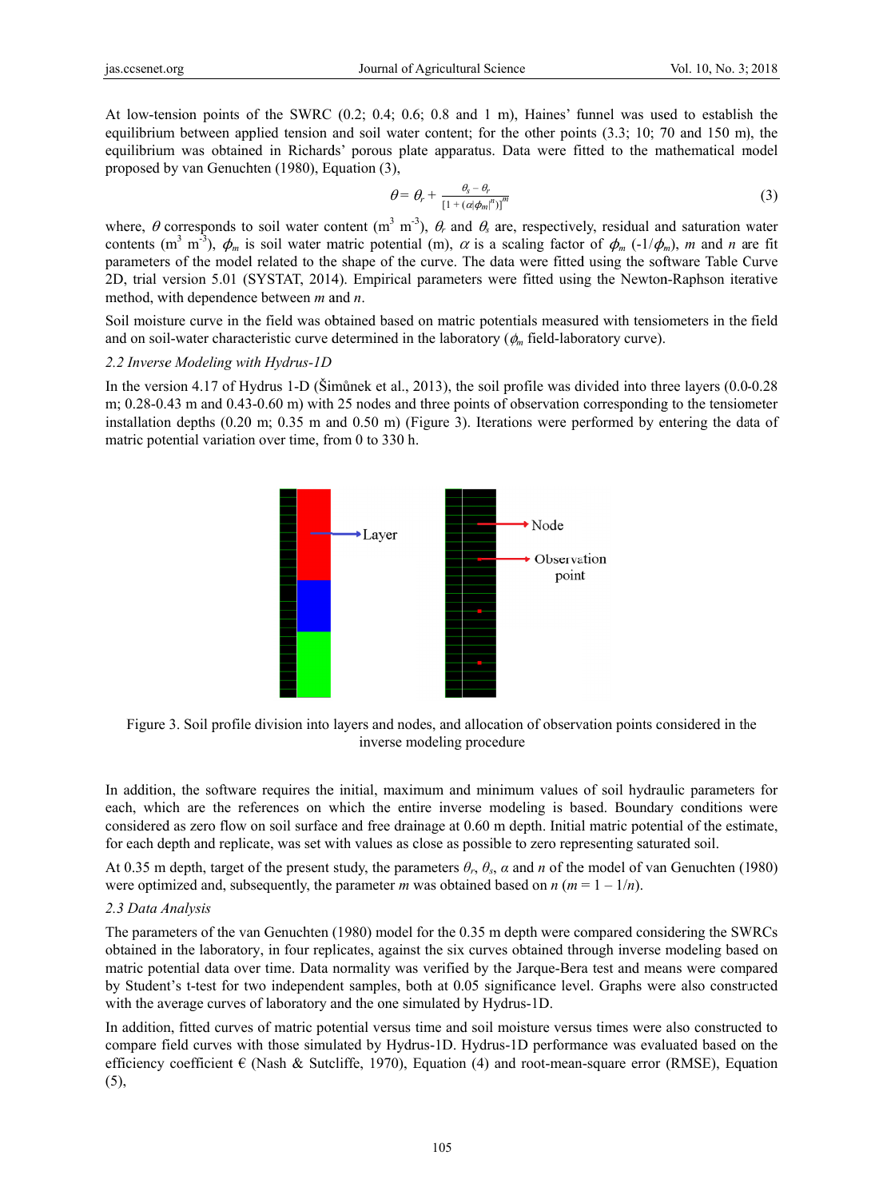At low-tension points of the SWRC (0.2; 0.4; 0.6; 0.8 and 1 m), Haines' funnel was used to establish the equilibrium between applied tension and soil water content; for the other points (3.3; 10; 70 and 150 m), the equilibrium was obtained in Richards' porous plate apparatus. Data were fitted to the mathematical model proposed by van Genuchten (1980), Equation (3),

$$\theta = \theta_r + \frac{\theta_s - \theta_r}{[1 + (\alpha|\phi_m|^n)]^m} \tag{3}$$

where, $\theta$ corresponds to soil water content ($m^3\ m^{-3}$), $\theta_r$ and $\theta_s$ are, respectively, residual and saturation water contents ($m^3\ m^{-3}$), $\phi_m$ is soil water matric potential (m), $\alpha$ is a scaling factor of $\phi_m$ ($-1/\phi_m$), $m$ and $n$ are fit parameters of the model related to the shape of the curve. The data were fitted using the software Table Curve 2D, trial version 5.01 (SYSTAT, 2014). Empirical parameters were fitted using the Newton-Raphson iterative method, with dependence between $m$ and $n$.

Soil moisture curve in the field was obtained based on matric potentials measured with tensiometers in the field and on soil-water characteristic curve determined in the laboratory ($\phi_m$ field-laboratory curve).

### 2.2 Inverse Modeling with Hydrus-1D

In the version 4.17 of Hydrus 1-D (Šimůnek et al., 2013), the soil profile was divided into three layers (0.0-0.28 m; 0.28-0.43 m and 0.43-0.60 m) with 25 nodes and three points of observation corresponding to the tensiometer installation depths (0.20 m; 0.35 m and 0.50 m) (Figure 3). Iterations were performed by entering the data of matric potential variation over time, from 0 to 330 h.

Figure 3. Soil profile division into layers and nodes, and allocation of observation points considered in the inverse modeling procedure

In addition, the software requires the initial, maximum and minimum values of soil hydraulic parameters for each, which are the references on which the entire inverse modeling is based. Boundary conditions were considered as zero flow on soil surface and free drainage at 0.60 m depth. Initial matric potential of the estimate, for each depth and replicate, was set with values as close as possible to zero representing saturated soil.

At 0.35 m depth, target of the present study, the parameters $\theta_r$, $\theta_s$, $\alpha$ and $n$ of the model of van Genuchten (1980) were optimized and, subsequently, the parameter $m$ was obtained based on $n$ ($m = 1 - 1/n$).

### 2.3 Data Analysis

The parameters of the van Genuchten (1980) model for the 0.35 m depth were compared considering the SWRCs obtained in the laboratory, in four replicates, against the six curves obtained through inverse modeling based on matric potential data over time. Data normality was verified by the Jarque-Bera test and means were compared by Student's t-test for two independent samples, both at 0.05 significance level. Graphs were also constructed with the average curves of laboratory and the one simulated by Hydrus-1D.

In addition, fitted curves of matric potential versus time and soil moisture versus times were also constructed to compare field curves with those simulated by Hydrus-1D. Hydrus-1D performance was evaluated based on the efficiency coefficient € (Nash & Sutcliffe, 1970), Equation (4) and root-mean-square error (RMSE), Equation (5),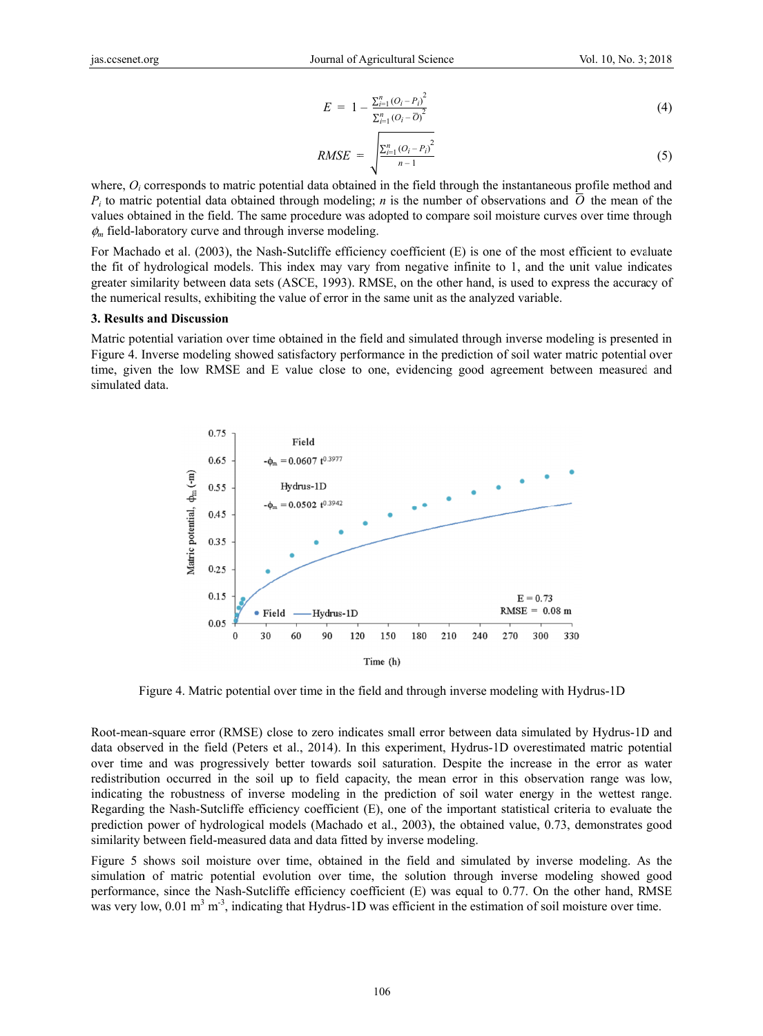$$E = 1 - \frac{\sum_{i=1}^{n}(O_i - P_i)^2}{\sum_{i=1}^{n}(O_i - \overline{O})^2} \quad (4)$$

$$RMSE = \sqrt{\frac{\sum_{i=1}^{n}(O_i - P_i)^2}{n-1}} \quad (5)$$

where, $O_i$ corresponds to matric potential data obtained in the field through the instantaneous profile method and $P_i$ to matric potential data obtained through modeling; $n$ is the number of observations and $\overline{O}$ the mean of the values obtained in the field. The same procedure was adopted to compare soil moisture curves over time through $\phi_m$ field-laboratory curve and through inverse modeling.

For Machado et al. (2003), the Nash-Sutcliffe efficiency coefficient (E) is one of the most efficient to evaluate the fit of hydrological models. This index may vary from negative infinite to 1, and the unit value indicates greater similarity between data sets (ASCE, 1993). RMSE, on the other hand, is used to express the accuracy of the numerical results, exhibiting the value of error in the same unit as the analyzed variable.

## 3. Results and Discussion

Matric potential variation over time obtained in the field and simulated through inverse modeling is presented in Figure 4. Inverse modeling showed satisfactory performance in the prediction of soil water matric potential over time, given the low RMSE and E value close to one, evidencing good agreement between measured and simulated data.

Figure 4. Matric potential over time in the field and through inverse modeling with Hydrus-1D

Root-mean-square error (RMSE) close to zero indicates small error between data simulated by Hydrus-1D and data observed in the field (Peters et al., 2014). In this experiment, Hydrus-1D overestimated matric potential over time and was progressively better towards soil saturation. Despite the increase in the error as water redistribution occurred in the soil up to field capacity, the mean error in this observation range was low, indicating the robustness of inverse modeling in the prediction of soil water energy in the wettest range. Regarding the Nash-Sutcliffe efficiency coefficient (E), one of the important statistical criteria to evaluate the prediction power of hydrological models (Machado et al., 2003), the obtained value, 0.73, demonstrates good similarity between field-measured data and data fitted by inverse modeling.

Figure 5 shows soil moisture over time, obtained in the field and simulated by inverse modeling. As the simulation of matric potential evolution over time, the solution through inverse modeling showed good performance, since the Nash-Sutcliffe efficiency coefficient (E) was equal to 0.77. On the other hand, RMSE was very low, 0.01 $m^3 m^{-3}$, indicating that Hydrus-1D was efficient in the estimation of soil moisture over time.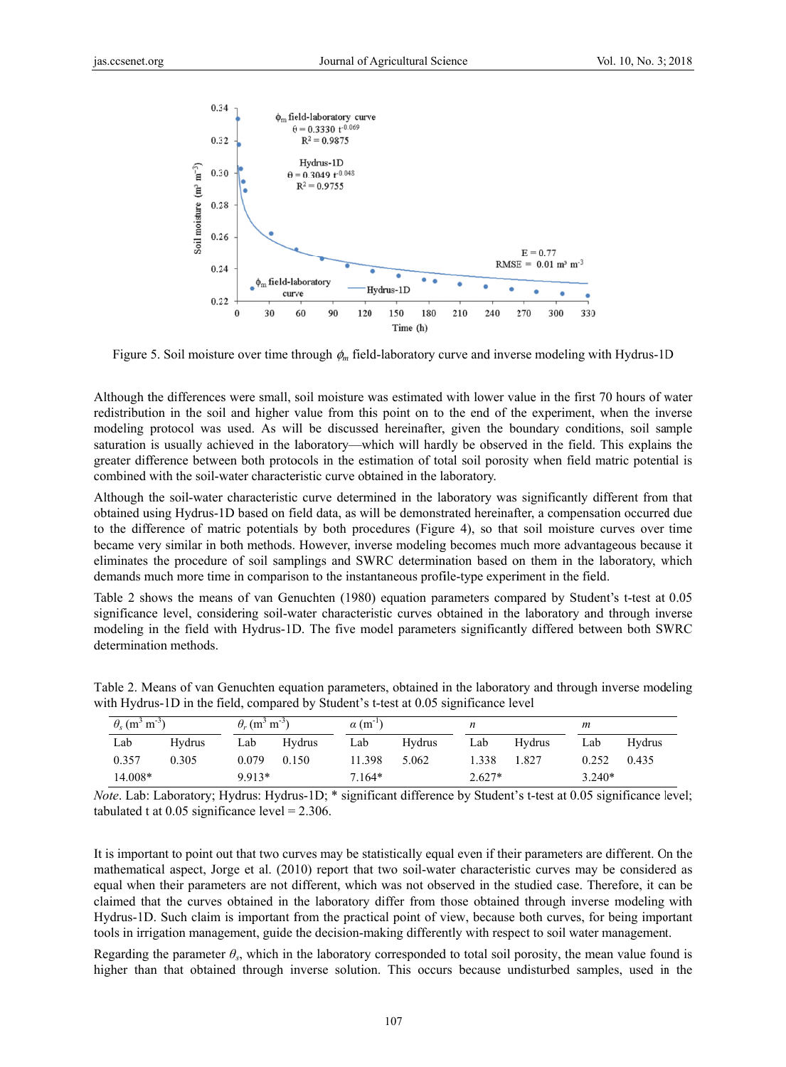Figure 5. Soil moisture over time through $\phi_m$ field-laboratory curve and inverse modeling with Hydrus-1D

Although the differences were small, soil moisture was estimated with lower value in the first 70 hours of water redistribution in the soil and higher value from this point on to the end of the experiment, when the inverse modeling protocol was used. As will be discussed hereinafter, given the boundary conditions, soil sample saturation is usually achieved in the laboratory—which will hardly be observed in the field. This explains the greater difference between both protocols in the estimation of total soil porosity when field matric potential is combined with the soil-water characteristic curve obtained in the laboratory.

Although the soil-water characteristic curve determined in the laboratory was significantly different from that obtained using Hydrus-1D based on field data, as will be demonstrated hereinafter, a compensation occurred due to the difference of matric potentials by both procedures (Figure 4), so that soil moisture curves over time became very similar in both methods. However, inverse modeling becomes much more advantageous because it eliminates the procedure of soil samplings and SWRC determination based on them in the laboratory, which demands much more time in comparison to the instantaneous profile-type experiment in the field.

Table 2 shows the means of van Genuchten (1980) equation parameters compared by Student's t-test at 0.05 significance level, considering soil-water characteristic curves obtained in the laboratory and through inverse modeling in the field with Hydrus-1D. The five model parameters significantly differed between both SWRC determination methods.

Table 2. Means of van Genuchten equation parameters, obtained in the laboratory and through inverse modeling with Hydrus-1D in the field, compared by Student's t-test at 0.05 significance level

| $\theta_s$ (m$^3$ m$^{-3}$) | | $\theta_r$ (m$^3$ m$^{-3}$) | | $\alpha$ (m$^{-1}$) | | $n$ | | $m$ | |
|---|---|---|---|---|---|---|---|---|---|
| Lab | Hydrus | Lab | Hydrus | Lab | Hydrus | Lab | Hydrus | Lab | Hydrus |
| 0.357 | 0.305 | 0.079 | 0.150 | 11.398 | 5.062 | 1.338 | 1.827 | 0.252 | 0.435 |
| 14.008* | | 9.913* | | 7.164* | | 2.627* | | 3.240* | |

*Note*. Lab: Laboratory; Hydrus: Hydrus-1D; * significant difference by Student's t-test at 0.05 significance level; tabulated t at 0.05 significance level = 2.306.

It is important to point out that two curves may be statistically equal even if their parameters are different. On the mathematical aspect, Jorge et al. (2010) report that two soil-water characteristic curves may be considered as equal when their parameters are not different, which was not observed in the studied case. Therefore, it can be claimed that the curves obtained in the laboratory differ from those obtained through inverse modeling with Hydrus-1D. Such claim is important from the practical point of view, because both curves, for being important tools in irrigation management, guide the decision-making differently with respect to soil water management.

Regarding the parameter $\theta_s$, which in the laboratory corresponded to total soil porosity, the mean value found is higher than that obtained through inverse solution. This occurs because undisturbed samples, used in the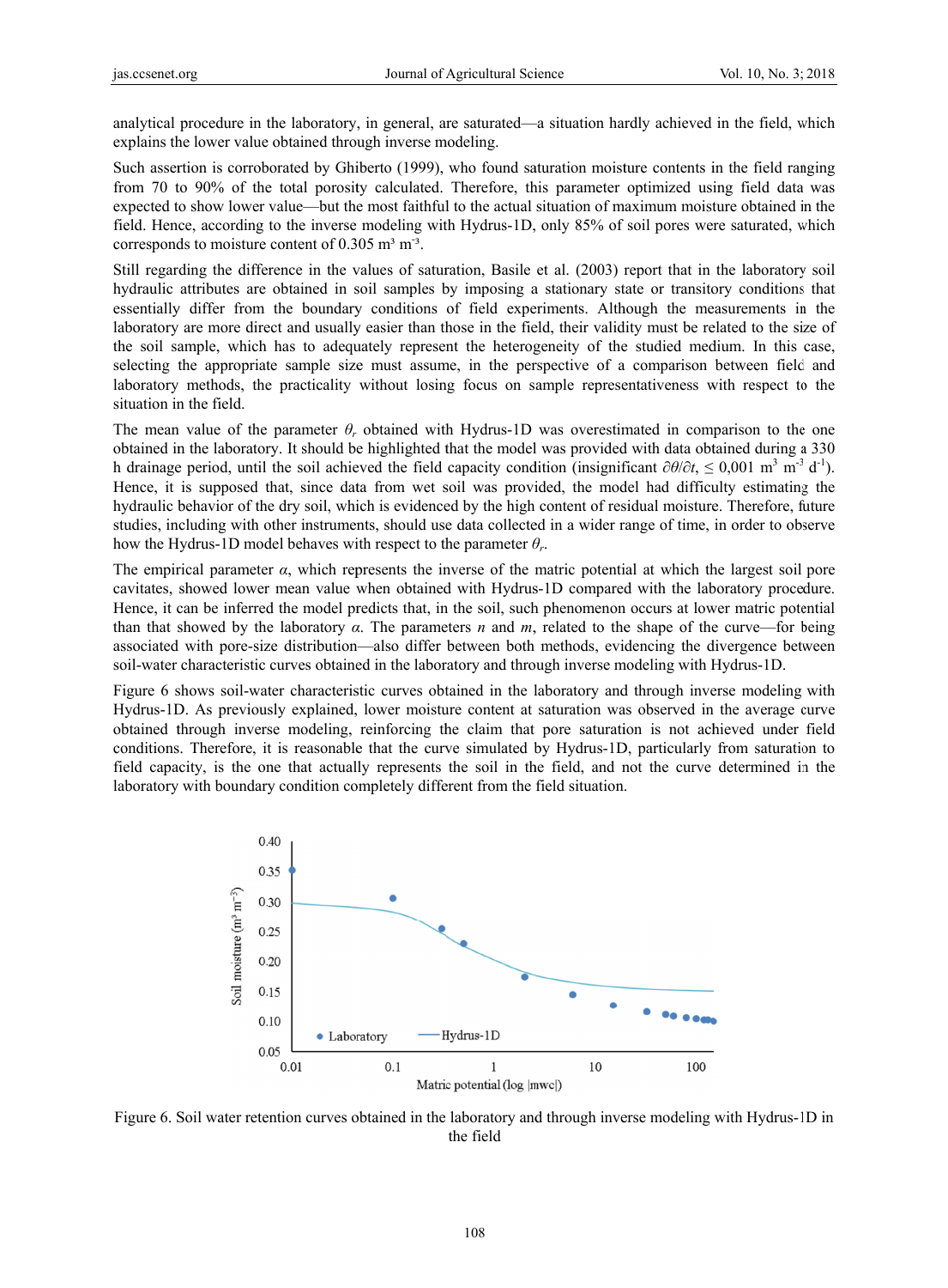analytical procedure in the laboratory, in general, are saturated—a situation hardly achieved in the field, which explains the lower value obtained through inverse modeling.

Such assertion is corroborated by Ghiberto (1999), who found saturation moisture contents in the field ranging from 70 to 90% of the total porosity calculated. Therefore, this parameter optimized using field data was expected to show lower value—but the most faithful to the actual situation of maximum moisture obtained in the field. Hence, according to the inverse modeling with Hydrus-1D, only 85% of soil pores were saturated, which corresponds to moisture content of 0.305 $m^3 m^{-3}$.

Still regarding the difference in the values of saturation, Basile et al. (2003) report that in the laboratory soil hydraulic attributes are obtained in soil samples by imposing a stationary state or transitory conditions that essentially differ from the boundary conditions of field experiments. Although the measurements in the laboratory are more direct and usually easier than those in the field, their validity must be related to the size of the soil sample, which has to adequately represent the heterogeneity of the studied medium. In this case, selecting the appropriate sample size must assume, in the perspective of a comparison between field and laboratory methods, the practicality without losing focus on sample representativeness with respect to the situation in the field.

The mean value of the parameter $\theta_r$ obtained with Hydrus-1D was overestimated in comparison to the one obtained in the laboratory. It should be highlighted that the model was provided with data obtained during a 330 h drainage period, until the soil achieved the field capacity condition (insignificant $\partial\theta/\partial t$, $\leq$ 0,001 $m^3 m^{-3} d^{-1}$). Hence, it is supposed that, since data from wet soil was provided, the model had difficulty estimating the hydraulic behavior of the dry soil, which is evidenced by the high content of residual moisture. Therefore, future studies, including with other instruments, should use data collected in a wider range of time, in order to observe how the Hydrus-1D model behaves with respect to the parameter $\theta_r$.

The empirical parameter $\alpha$, which represents the inverse of the matric potential at which the largest soil pore cavitates, showed lower mean value when obtained with Hydrus-1D compared with the laboratory procedure. Hence, it can be inferred the model predicts that, in the soil, such phenomenon occurs at lower matric potential than that showed by the laboratory $\alpha$. The parameters $n$ and $m$, related to the shape of the curve—for being associated with pore-size distribution—also differ between both methods, evidencing the divergence between soil-water characteristic curves obtained in the laboratory and through inverse modeling with Hydrus-1D.

Figure 6 shows soil-water characteristic curves obtained in the laboratory and through inverse modeling with Hydrus-1D. As previously explained, lower moisture content at saturation was observed in the average curve obtained through inverse modeling, reinforcing the claim that pore saturation is not achieved under field conditions. Therefore, it is reasonable that the curve simulated by Hydrus-1D, particularly from saturation to field capacity, is the one that actually represents the soil in the field, and not the curve determined in the laboratory with boundary condition completely different from the field situation.

Figure 6. Soil water retention curves obtained in the laboratory and through inverse modeling with Hydrus-1D in the field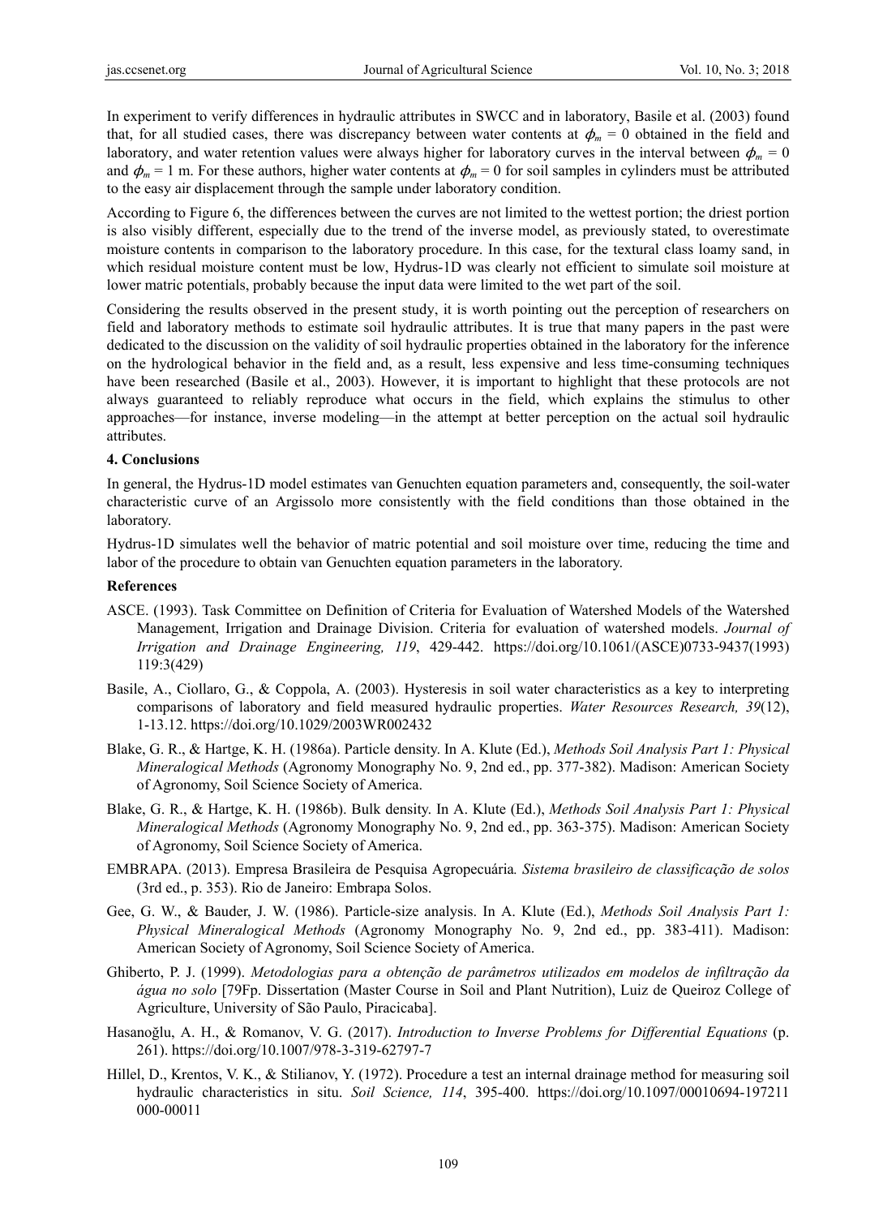In experiment to verify differences in hydraulic attributes in SWCC and in laboratory, Basile et al. (2003) found that, for all studied cases, there was discrepancy between water contents at $\phi_m = 0$ obtained in the field and laboratory, and water retention values were always higher for laboratory curves in the interval between $\phi_m = 0$ and $\phi_m = 1$ m. For these authors, higher water contents at $\phi_m = 0$ for soil samples in cylinders must be attributed to the easy air displacement through the sample under laboratory condition.

According to Figure 6, the differences between the curves are not limited to the wettest portion; the driest portion is also visibly different, especially due to the trend of the inverse model, as previously stated, to overestimate moisture contents in comparison to the laboratory procedure. In this case, for the textural class loamy sand, in which residual moisture content must be low, Hydrus-1D was clearly not efficient to simulate soil moisture at lower matric potentials, probably because the input data were limited to the wet part of the soil.

Considering the results observed in the present study, it is worth pointing out the perception of researchers on field and laboratory methods to estimate soil hydraulic attributes. It is true that many papers in the past were dedicated to the discussion on the validity of soil hydraulic properties obtained in the laboratory for the inference on the hydrological behavior in the field and, as a result, less expensive and less time-consuming techniques have been researched (Basile et al., 2003). However, it is important to highlight that these protocols are not always guaranteed to reliably reproduce what occurs in the field, which explains the stimulus to other approaches—for instance, inverse modeling—in the attempt at better perception on the actual soil hydraulic attributes.

## 4. Conclusions

In general, the Hydrus-1D model estimates van Genuchten equation parameters and, consequently, the soil-water characteristic curve of an Argissolo more consistently with the field conditions than those obtained in the laboratory.

Hydrus-1D simulates well the behavior of matric potential and soil moisture over time, reducing the time and labor of the procedure to obtain van Genuchten equation parameters in the laboratory.

## References

ASCE. (1993). Task Committee on Definition of Criteria for Evaluation of Watershed Models of the Watershed Management, Irrigation and Drainage Division. Criteria for evaluation of watershed models. *Journal of Irrigation and Drainage Engineering, 119*, 429-442. https://doi.org/10.1061/(ASCE)0733-9437(1993)119:3(429)

Basile, A., Ciollaro, G., & Coppola, A. (2003). Hysteresis in soil water characteristics as a key to interpreting comparisons of laboratory and field measured hydraulic properties. *Water Resources Research, 39*(12), 1-13.12. https://doi.org/10.1029/2003WR002432

Blake, G. R., & Hartge, K. H. (1986a). Particle density. In A. Klute (Ed.), *Methods Soil Analysis Part 1: Physical Mineralogical Methods* (Agronomy Monography No. 9, 2nd ed., pp. 377-382). Madison: American Society of Agronomy, Soil Science Society of America.

Blake, G. R., & Hartge, K. H. (1986b). Bulk density. In A. Klute (Ed.), *Methods Soil Analysis Part 1: Physical Mineralogical Methods* (Agronomy Monography No. 9, 2nd ed., pp. 363-375). Madison: American Society of Agronomy, Soil Science Society of America.

EMBRAPA. (2013). Empresa Brasileira de Pesquisa Agropecuária*. Sistema brasileiro de classificação de solos* (3rd ed., p. 353). Rio de Janeiro: Embrapa Solos.

Gee, G. W., & Bauder, J. W. (1986). Particle-size analysis. In A. Klute (Ed.), *Methods Soil Analysis Part 1: Physical Mineralogical Methods* (Agronomy Monography No. 9, 2nd ed., pp. 383-411). Madison: American Society of Agronomy, Soil Science Society of America.

Ghiberto, P. J. (1999). *Metodologias para a obtenção de parâmetros utilizados em modelos de infiltração da água no solo* [79Fp. Dissertation (Master Course in Soil and Plant Nutrition), Luiz de Queiroz College of Agriculture, University of São Paulo, Piracicaba].

Hasanoğlu, A. H., & Romanov, V. G. (2017). *Introduction to Inverse Problems for Differential Equations* (p. 261). https://doi.org/10.1007/978-3-319-62797-7

Hillel, D., Krentos, V. K., & Stilianov, Y. (1972). Procedure a test an internal drainage method for measuring soil hydraulic characteristics in situ. *Soil Science, 114*, 395-400. https://doi.org/10.1097/00010694-197211000-00011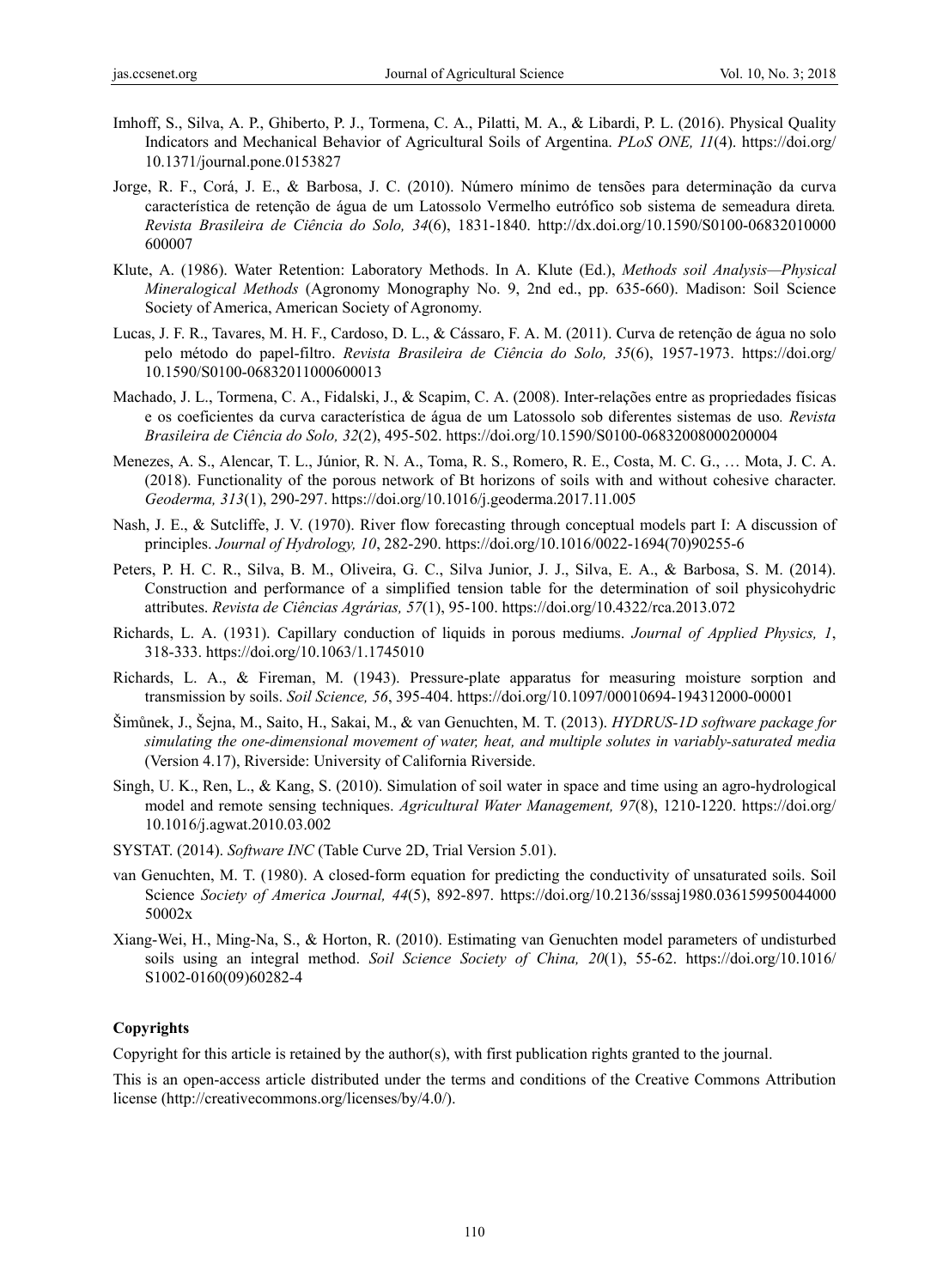Imhoff, S., Silva, A. P., Ghiberto, P. J., Tormena, C. A., Pilatti, M. A., & Libardi, P. L. (2016). Physical Quality Indicators and Mechanical Behavior of Agricultural Soils of Argentina. *PLoS ONE, 11*(4). https://doi.org/10.1371/journal.pone.0153827

Jorge, R. F., Corá, J. E., & Barbosa, J. C. (2010). Número mínimo de tensões para determinação da curva característica de retenção de água de um Latossolo Vermelho eutrófico sob sistema de semeadura direta*. Revista Brasileira de Ciência do Solo, 34*(6), 1831-1840. http://dx.doi.org/10.1590/S0100-06832010000600007

Klute, A. (1986). Water Retention: Laboratory Methods. In A. Klute (Ed.), *Methods soil Analysis—Physical Mineralogical Methods* (Agronomy Monography No. 9, 2nd ed., pp. 635-660). Madison: Soil Science Society of America, American Society of Agronomy.

Lucas, J. F. R., Tavares, M. H. F., Cardoso, D. L., & Cássaro, F. A. M. (2011). Curva de retenção de água no solo pelo método do papel-filtro. *Revista Brasileira de Ciência do Solo, 35*(6), 1957-1973. https://doi.org/10.1590/S0100-06832011000600013

Machado, J. L., Tormena, C. A., Fidalski, J., & Scapim, C. A. (2008). Inter-relações entre as propriedades físicas e os coeficientes da curva característica de água de um Latossolo sob diferentes sistemas de uso*. Revista Brasileira de Ciência do Solo, 32*(2), 495-502. https://doi.org/10.1590/S0100-06832008000200004

Menezes, A. S., Alencar, T. L., Júnior, R. N. A., Toma, R. S., Romero, R. E., Costa, M. C. G., … Mota, J. C. A. (2018). Functionality of the porous network of Bt horizons of soils with and without cohesive character. *Geoderma, 313*(1), 290-297. https://doi.org/10.1016/j.geoderma.2017.11.005

Nash, J. E., & Sutcliffe, J. V. (1970). River flow forecasting through conceptual models part I: A discussion of principles. *Journal of Hydrology, 10*, 282-290. https://doi.org/10.1016/0022-1694(70)90255-6

Peters, P. H. C. R., Silva, B. M., Oliveira, G. C., Silva Junior, J. J., Silva, E. A., & Barbosa, S. M. (2014). Construction and performance of a simplified tension table for the determination of soil physicohydric attributes. *Revista de Ciências Agrárias, 57*(1), 95-100. https://doi.org/10.4322/rca.2013.072

Richards, L. A. (1931). Capillary conduction of liquids in porous mediums. *Journal of Applied Physics, 1*, 318-333. https://doi.org/10.1063/1.1745010

Richards, L. A., & Fireman, M. (1943). Pressure-plate apparatus for measuring moisture sorption and transmission by soils. *Soil Science, 56*, 395-404. https://doi.org/10.1097/00010694-194312000-00001

Šimůnek, J., Šejna, M., Saito, H., Sakai, M., & van Genuchten, M. T. (2013). *HYDRUS-1D software package for simulating the one-dimensional movement of water, heat, and multiple solutes in variably-saturated media* (Version 4.17), Riverside: University of California Riverside.

Singh, U. K., Ren, L., & Kang, S. (2010). Simulation of soil water in space and time using an agro-hydrological model and remote sensing techniques. *Agricultural Water Management, 97*(8), 1210-1220. https://doi.org/10.1016/j.agwat.2010.03.002

SYSTAT. (2014). *Software INC* (Table Curve 2D, Trial Version 5.01).

van Genuchten, M. T. (1980). A closed-form equation for predicting the conductivity of unsaturated soils. Soil Science *Society of America Journal, 44*(5), 892-897. https://doi.org/10.2136/sssaj1980.03615995004400050002x

Xiang-Wei, H., Ming-Na, S., & Horton, R. (2010). Estimating van Genuchten model parameters of undisturbed soils using an integral method. *Soil Science Society of China, 20*(1), 55-62. https://doi.org/10.1016/S1002-0160(09)60282-4

**Copyrights**

Copyright for this article is retained by the author(s), with first publication rights granted to the journal.

This is an open-access article distributed under the terms and conditions of the Creative Commons Attribution license (http://creativecommons.org/licenses/by/4.0/).